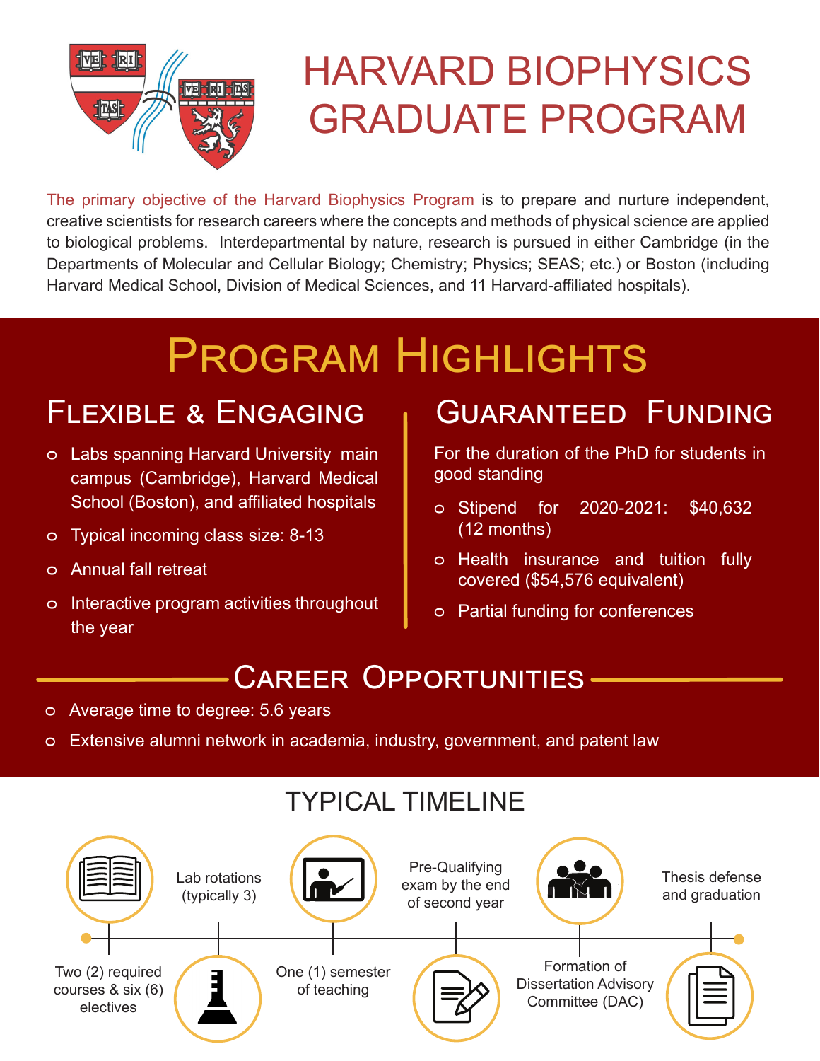# HARVARD BIOPHYSICS GRADUATE PROGRAM

The primary objective of the Harvard Biophysics Program is to prepare and nurture independent, creative scientists for research careers where the concepts and methods of physical science are applied to biological problems. Interdepartmental by nature, research is pursued in either Cambridge (in the Departments of Molecular and Cellular Biology; Chemistry; Physics; SEAS; etc.) or Boston (including Harvard Medical School, Division of Medical Sciences, and 11 Harvard-affiliated hospitals).

## Program Highlights

### Flexible & Engaging

- Labs spanning Harvard University main campus (Cambridge), Harvard Medical School (Boston), and affiliated hospitals
- Typical incoming class size: 8-13
- Annual fall retreat
- Interactive program activities throughout the year

### Guaranteed Funding

For the duration of the PhD for students in good standing

- Stipend for 2020-2021: $40,632 (12 months)
- Health insurance and tuition fully covered ($54,576 equivalent)
- Partial funding for conferences

### Career Opportunities

- Average time to degree: 5.6 years
- Extensive alumni network in academia, industry, government, and patent law

## TYPICAL TIMELINE

1. Two (2) required courses & six (6) electives
2. Lab rotations (typically 3)
3. One (1) semester of teaching
4. Pre-Qualifying exam by the end of second year
5. Formation of Dissertation Advisory Committee (DAC)
6. Thesis defense and graduation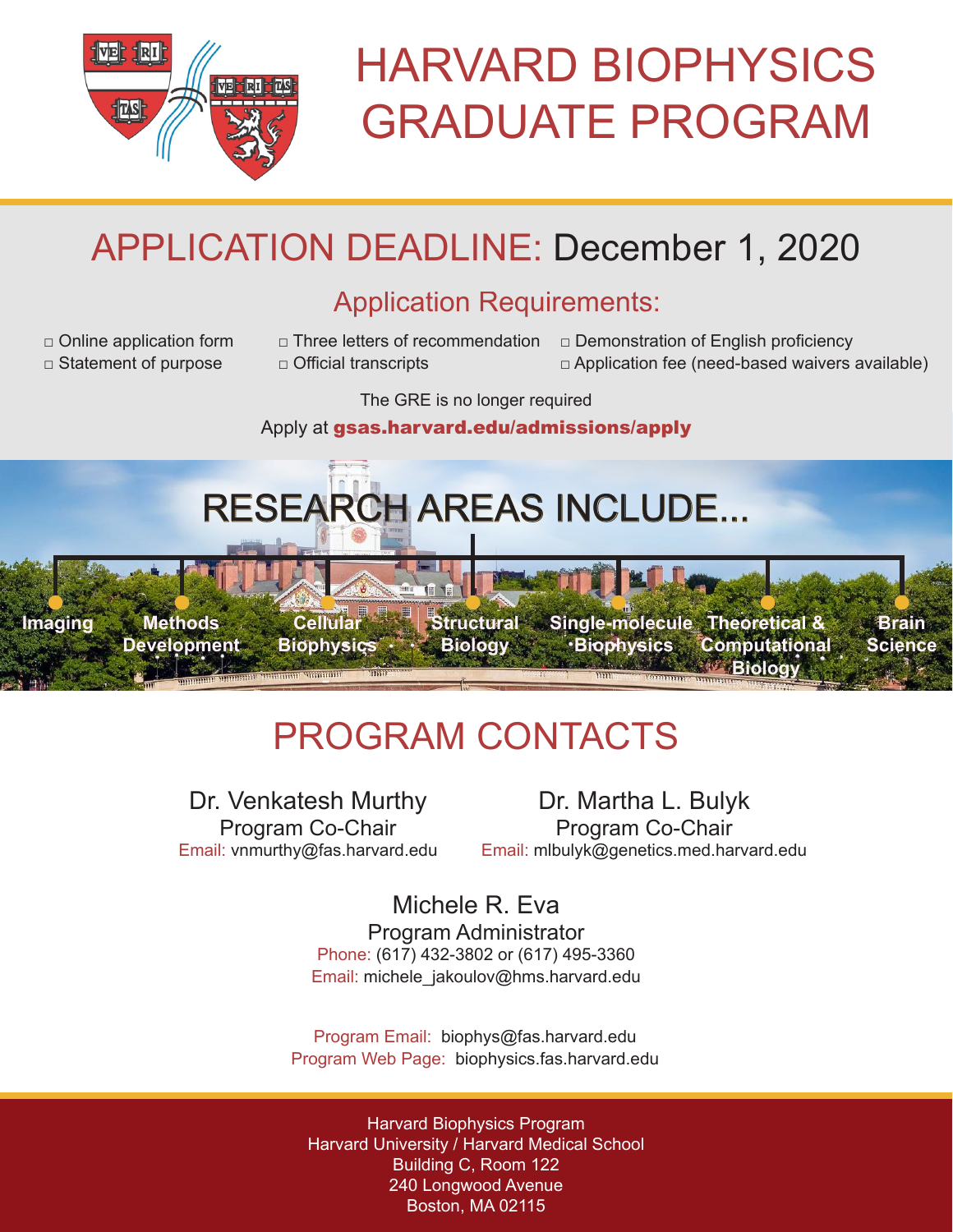# HARVARD BIOPHYSICS GRADUATE PROGRAM

## APPLICATION DEADLINE: December 1, 2020

### Application Requirements:

- □ Online application form
- □ Statement of purpose
- □ Three letters of recommendation
- □ Official transcripts
- □ Demonstration of English proficiency
- □ Application fee (need-based waivers available)

The GRE is no longer required

Apply at **gsas.harvard.edu/admissions/apply**

## RESEARCH AREAS INCLUDE...

- Imaging
- Methods Development
- Cellular Biophysics
- Structural Biology
- Single-molecule Biophysics
- Theoretical & Computational Biology
- Brain Science

## PROGRAM CONTACTS

Dr. Venkatesh Murthy
Program Co-Chair
Email: vnmurthy@fas.harvard.edu

Dr. Martha L. Bulyk
Program Co-Chair
Email: mlbulyk@genetics.med.harvard.edu

Michele R. Eva
Program Administrator
Phone: (617) 432-3802 or (617) 495-3360
Email: michele_jakoulov@hms.harvard.edu

Program Email: biophys@fas.harvard.edu
Program Web Page: biophysics.fas.harvard.edu

Harvard Biophysics Program
Harvard University / Harvard Medical School
Building C, Room 122
240 Longwood Avenue
Boston, MA 02115